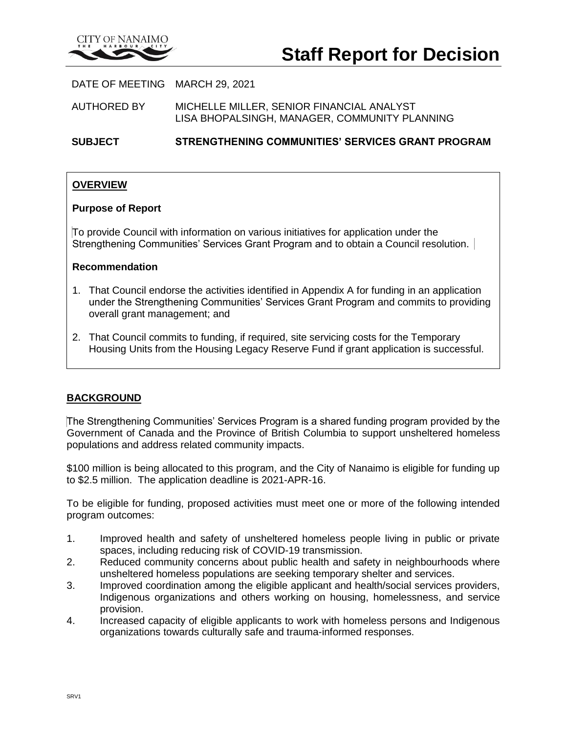CITY OF NANAIMO
THE HARBOUR CITY

# Staff Report for Decision

DATE OF MEETING MARCH 29, 2021

AUTHORED BY MICHELLE MILLER, SENIOR FINANCIAL ANALYST
LISA BHOPALSINGH, MANAGER, COMMUNITY PLANNING

**SUBJECT STRENGTHENING COMMUNITIES' SERVICES GRANT PROGRAM**

## OVERVIEW

### Purpose of Report

To provide Council with information on various initiatives for application under the Strengthening Communities' Services Grant Program and to obtain a Council resolution.

### Recommendation

1. That Council endorse the activities identified in Appendix A for funding in an application under the Strengthening Communities' Services Grant Program and commits to providing overall grant management; and
2. That Council commits to funding, if required, site servicing costs for the Temporary Housing Units from the Housing Legacy Reserve Fund if grant application is successful.

## BACKGROUND

The Strengthening Communities' Services Program is a shared funding program provided by the Government of Canada and the Province of British Columbia to support unsheltered homeless populations and address related community impacts.

$100 million is being allocated to this program, and the City of Nanaimo is eligible for funding up to $2.5 million. The application deadline is 2021-APR-16.

To be eligible for funding, proposed activities must meet one or more of the following intended program outcomes:

1. Improved health and safety of unsheltered homeless people living in public or private spaces, including reducing risk of COVID-19 transmission.
2. Reduced community concerns about public health and safety in neighbourhoods where unsheltered homeless populations are seeking temporary shelter and services.
3. Improved coordination among the eligible applicant and health/social services providers, Indigenous organizations and others working on housing, homelessness, and service provision.
4. Increased capacity of eligible applicants to work with homeless persons and Indigenous organizations towards culturally safe and trauma-informed responses.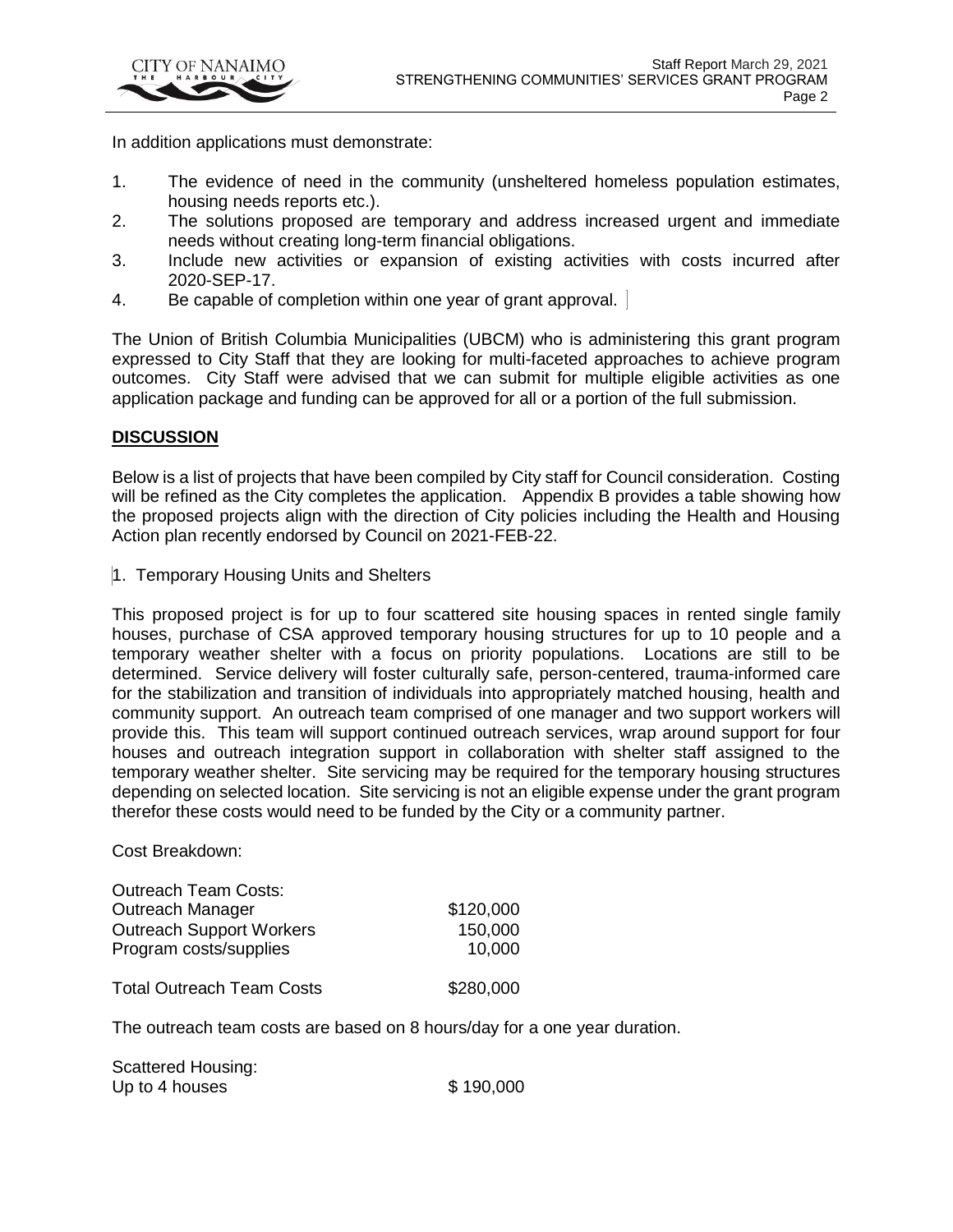In addition applications must demonstrate:

1. The evidence of need in the community (unsheltered homeless population estimates, housing needs reports etc.).
2. The solutions proposed are temporary and address increased urgent and immediate needs without creating long-term financial obligations.
3. Include new activities or expansion of existing activities with costs incurred after 2020-SEP-17.
4. Be capable of completion within one year of grant approval.

The Union of British Columbia Municipalities (UBCM) who is administering this grant program expressed to City Staff that they are looking for multi-faceted approaches to achieve program outcomes. City Staff were advised that we can submit for multiple eligible activities as one application package and funding can be approved for all or a portion of the full submission.

## DISCUSSION

Below is a list of projects that have been compiled by City staff for Council consideration. Costing will be refined as the City completes the application. Appendix B provides a table showing how the proposed projects align with the direction of City policies including the Health and Housing Action plan recently endorsed by Council on 2021-FEB-22.

1. Temporary Housing Units and Shelters

This proposed project is for up to four scattered site housing spaces in rented single family houses, purchase of CSA approved temporary housing structures for up to 10 people and a temporary weather shelter with a focus on priority populations. Locations are still to be determined. Service delivery will foster culturally safe, person-centered, trauma-informed care for the stabilization and transition of individuals into appropriately matched housing, health and community support. An outreach team comprised of one manager and two support workers will provide this. This team will support continued outreach services, wrap around support for four houses and outreach integration support in collaboration with shelter staff assigned to the temporary weather shelter. Site servicing may be required for the temporary housing structures depending on selected location. Site servicing is not an eligible expense under the grant program therefor these costs would need to be funded by the City or a community partner.

Cost Breakdown:

| Outreach Team Costs: | |
|---|---|
| Outreach Manager | $120,000 |
| Outreach Support Workers | 150,000 |
| Program costs/supplies | 10,000 |
| Total Outreach Team Costs | $280,000 |

The outreach team costs are based on 8 hours/day for a one year duration.

| Scattered Housing: | |
|---|---|
| Up to 4 houses | $ 190,000 |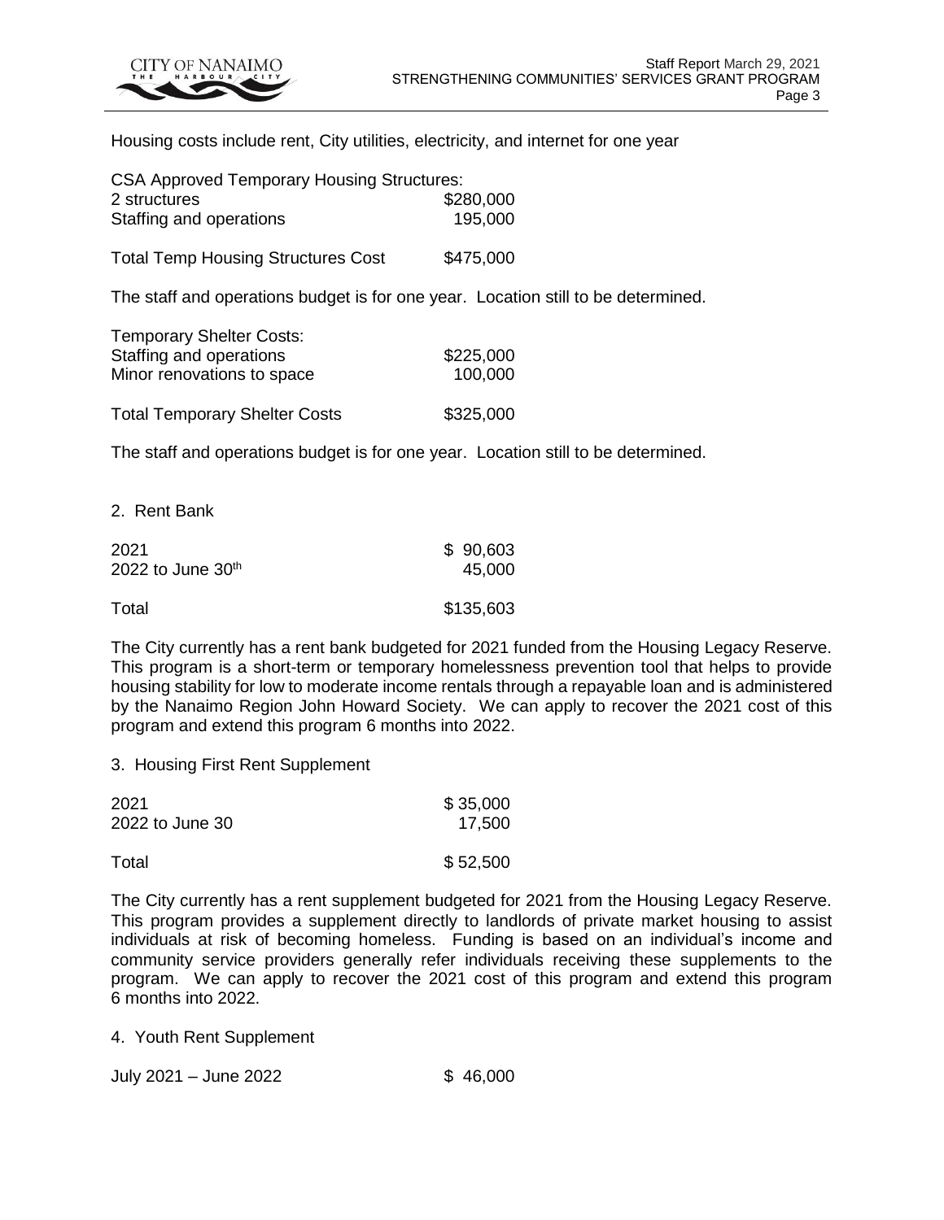Housing costs include rent, City utilities, electricity, and internet for one year

| CSA Approved Temporary Housing Structures: | |
|---|---|
| 2 structures | $280,000 |
| Staffing and operations | 195,000 |
| Total Temp Housing Structures Cost | $475,000 |

The staff and operations budget is for one year. Location still to be determined.

| Temporary Shelter Costs: | |
|---|---|
| Staffing and operations | $225,000 |
| Minor renovations to space | 100,000 |
| Total Temporary Shelter Costs | $325,000 |

The staff and operations budget is for one year. Location still to be determined.

2. Rent Bank

| | |
|---|---|
| 2021 | $ 90,603 |
| 2022 to June 30th | 45,000 |
| Total | $135,603 |

The City currently has a rent bank budgeted for 2021 funded from the Housing Legacy Reserve. This program is a short-term or temporary homelessness prevention tool that helps to provide housing stability for low to moderate income rentals through a repayable loan and is administered by the Nanaimo Region John Howard Society. We can apply to recover the 2021 cost of this program and extend this program 6 months into 2022.

3. Housing First Rent Supplement

| | |
|---|---|
| 2021 | $ 35,000 |
| 2022 to June 30 | 17,500 |
| Total | $ 52,500 |

The City currently has a rent supplement budgeted for 2021 from the Housing Legacy Reserve. This program provides a supplement directly to landlords of private market housing to assist individuals at risk of becoming homeless. Funding is based on an individual's income and community service providers generally refer individuals receiving these supplements to the program. We can apply to recover the 2021 cost of this program and extend this program 6 months into 2022.

4. Youth Rent Supplement

| | |
|---|---|
| July 2021 – June 2022 | $ 46,000 |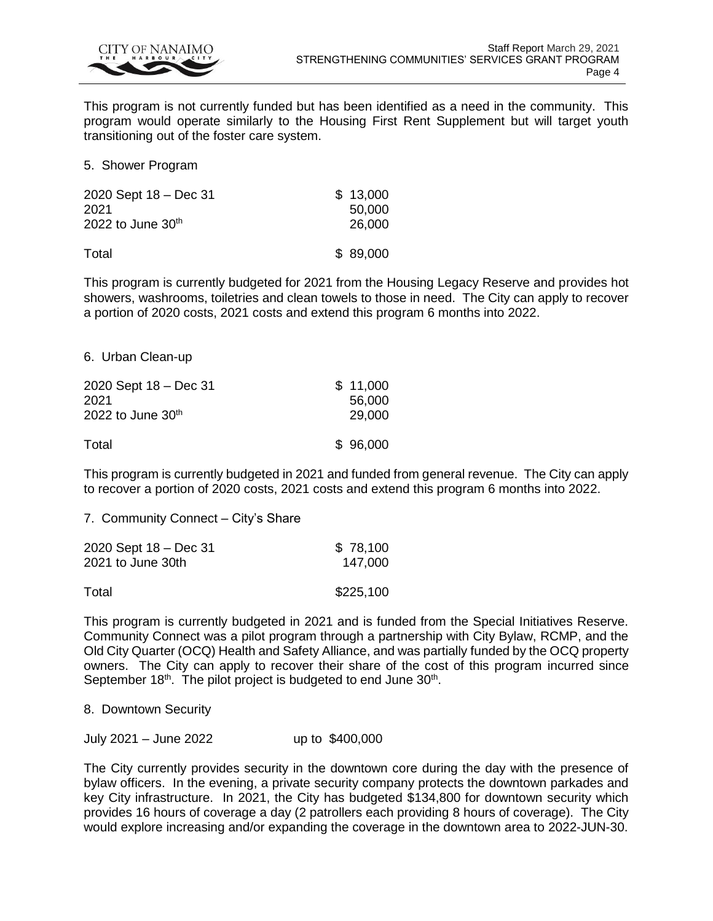This program is not currently funded but has been identified as a need in the community. This program would operate similarly to the Housing First Rent Supplement but will target youth transitioning out of the foster care system.

5. Shower Program

| | |
|---|---|
| 2020 Sept 18 – Dec 31 | $ 13,000 |
| 2021 | 50,000 |
| 2022 to June 30th | 26,000 |
| Total | $ 89,000 |

This program is currently budgeted for 2021 from the Housing Legacy Reserve and provides hot showers, washrooms, toiletries and clean towels to those in need. The City can apply to recover a portion of 2020 costs, 2021 costs and extend this program 6 months into 2022.

6. Urban Clean-up

| | |
|---|---|
| 2020 Sept 18 – Dec 31 | $ 11,000 |
| 2021 | 56,000 |
| 2022 to June 30th | 29,000 |
| Total | $ 96,000 |

This program is currently budgeted in 2021 and funded from general revenue. The City can apply to recover a portion of 2020 costs, 2021 costs and extend this program 6 months into 2022.

7. Community Connect – City's Share

| | |
|---|---|
| 2020 Sept 18 – Dec 31 | $ 78,100 |
| 2021 to June 30th | 147,000 |
| Total | $225,100 |

This program is currently budgeted in 2021 and is funded from the Special Initiatives Reserve. Community Connect was a pilot program through a partnership with City Bylaw, RCMP, and the Old City Quarter (OCQ) Health and Safety Alliance, and was partially funded by the OCQ property owners. The City can apply to recover their share of the cost of this program incurred since September 18th. The pilot project is budgeted to end June 30th.

8. Downtown Security

| | |
|---|---|
| July 2021 – June 2022 | up to $400,000 |

The City currently provides security in the downtown core during the day with the presence of bylaw officers. In the evening, a private security company protects the downtown parkades and key City infrastructure. In 2021, the City has budgeted $134,800 for downtown security which provides 16 hours of coverage a day (2 patrollers each providing 8 hours of coverage). The City would explore increasing and/or expanding the coverage in the downtown area to 2022-JUN-30.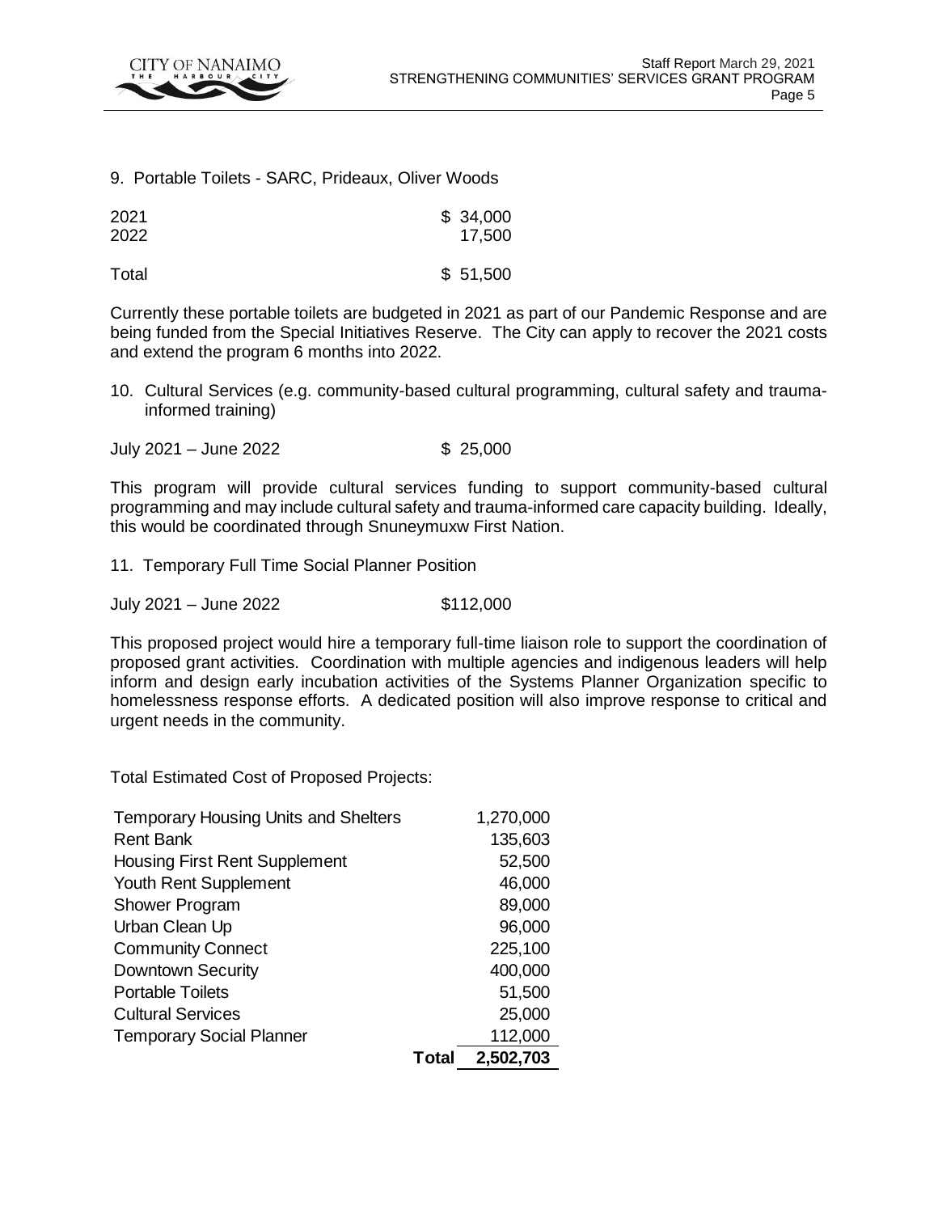9. Portable Toilets - SARC, Prideaux, Oliver Woods

| | |
|---|---|
| 2021 | $ 34,000 |
| 2022 | 17,500 |
| Total | $ 51,500 |

Currently these portable toilets are budgeted in 2021 as part of our Pandemic Response and are being funded from the Special Initiatives Reserve. The City can apply to recover the 2021 costs and extend the program 6 months into 2022.

10. Cultural Services (e.g. community-based cultural programming, cultural safety and trauma-informed training)

| | |
|---|---|
| July 2021 – June 2022 | $ 25,000 |

This program will provide cultural services funding to support community-based cultural programming and may include cultural safety and trauma-informed care capacity building. Ideally, this would be coordinated through Snuneymuxw First Nation.

11. Temporary Full Time Social Planner Position

| | |
|---|---|
| July 2021 – June 2022 | $112,000 |

This proposed project would hire a temporary full-time liaison role to support the coordination of proposed grant activities. Coordination with multiple agencies and indigenous leaders will help inform and design early incubation activities of the Systems Planner Organization specific to homelessness response efforts. A dedicated position will also improve response to critical and urgent needs in the community.

Total Estimated Cost of Proposed Projects:

| | |
|---|---|
| Temporary Housing Units and Shelters | 1,270,000 |
| Rent Bank | 135,603 |
| Housing First Rent Supplement | 52,500 |
| Youth Rent Supplement | 46,000 |
| Shower Program | 89,000 |
| Urban Clean Up | 96,000 |
| Community Connect | 225,100 |
| Downtown Security | 400,000 |
| Portable Toilets | 51,500 |
| Cultural Services | 25,000 |
| Temporary Social Planner | 112,000 |
| **Total** | **2,502,703** |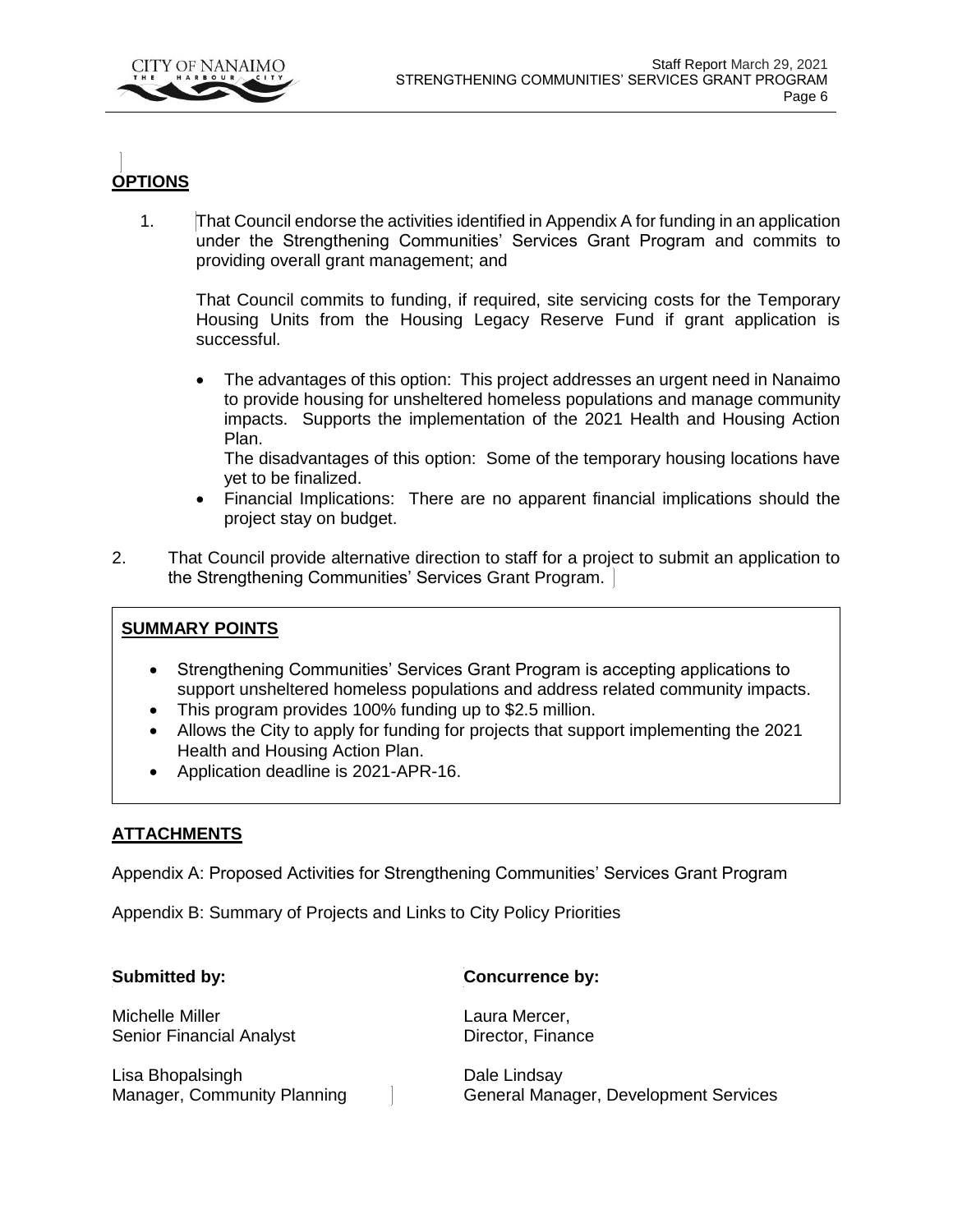## OPTIONS

1. That Council endorse the activities identified in Appendix A for funding in an application under the Strengthening Communities' Services Grant Program and commits to providing overall grant management; and

   That Council commits to funding, if required, site servicing costs for the Temporary Housing Units from the Housing Legacy Reserve Fund if grant application is successful.

   - The advantages of this option: This project addresses an urgent need in Nanaimo to provide housing for unsheltered homeless populations and manage community impacts. Supports the implementation of the 2021 Health and Housing Action Plan.
     The disadvantages of this option: Some of the temporary housing locations have yet to be finalized.
   - Financial Implications: There are no apparent financial implications should the project stay on budget.

2. That Council provide alternative direction to staff for a project to submit an application to the Strengthening Communities' Services Grant Program.

### SUMMARY POINTS

- Strengthening Communities' Services Grant Program is accepting applications to support unsheltered homeless populations and address related community impacts.
- This program provides 100% funding up to $2.5 million.
- Allows the City to apply for funding for projects that support implementing the 2021 Health and Housing Action Plan.
- Application deadline is 2021-APR-16.

## ATTACHMENTS

Appendix A: Proposed Activities for Strengthening Communities' Services Grant Program

Appendix B: Summary of Projects and Links to City Policy Priorities

**Submitted by:**

Michelle Miller
Senior Financial Analyst

Lisa Bhopalsingh
Manager, Community Planning

**Concurrence by:**

Laura Mercer,
Director, Finance

Dale Lindsay
General Manager, Development Services